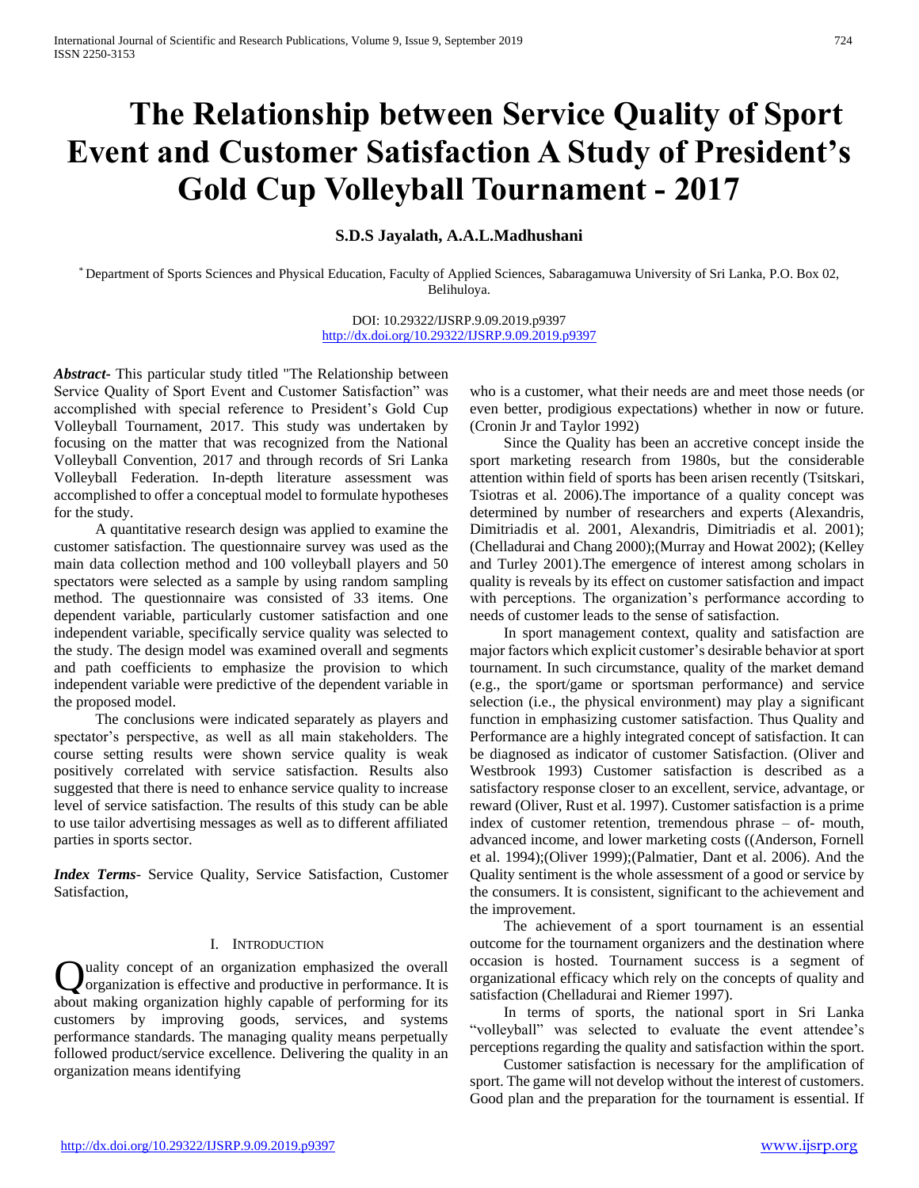# The Relationship between Service Quality of Sport Event and Customer Satisfaction A Study of President's Gold Cup Volleyball Tournament - 2017

**S.D.S Jayalath, A.A.L.Madhushani**

[*] Department of Sports Sciences and Physical Education, Faculty of Applied Sciences, Sabaragamuwa University of Sri Lanka, P.O. Box 02, Belihuloya.

DOI: 10.29322/IJSRP.9.09.2019.p9397
http://dx.doi.org/10.29322/IJSRP.9.09.2019.p9397

***Abstract***- This particular study titled "The Relationship between Service Quality of Sport Event and Customer Satisfaction" was accomplished with special reference to President's Gold Cup Volleyball Tournament, 2017. This study was undertaken by focusing on the matter that was recognized from the National Volleyball Convention, 2017 and through records of Sri Lanka Volleyball Federation. In-depth literature assessment was accomplished to offer a conceptual model to formulate hypotheses for the study.

A quantitative research design was applied to examine the customer satisfaction. The questionnaire survey was used as the main data collection method and 100 volleyball players and 50 spectators were selected as a sample by using random sampling method. The questionnaire was consisted of 33 items. One dependent variable, particularly customer satisfaction and one independent variable, specifically service quality was selected to the study. The design model was examined overall and segments and path coefficients to emphasize the provision to which independent variable were predictive of the dependent variable in the proposed model.

The conclusions were indicated separately as players and spectator's perspective, as well as all main stakeholders. The course setting results were shown service quality is weak positively correlated with service satisfaction. Results also suggested that there is need to enhance service quality to increase level of service satisfaction. The results of this study can be able to use tailor advertising messages as well as to different affiliated parties in sports sector.

***Index Terms***- Service Quality, Service Satisfaction, Customer Satisfaction,

## I. Introduction

Quality concept of an organization emphasized the overall organization is effective and productive in performance. It is about making organization highly capable of performing for its customers by improving goods, services, and systems performance standards. The managing quality means perpetually followed product/service excellence. Delivering the quality in an organization means identifying who is a customer, what their needs are and meet those needs (or even better, prodigious expectations) whether in now or future. (Cronin Jr and Taylor 1992)

Since the Quality has been an accretive concept inside the sport marketing research from 1980s, but the considerable attention within field of sports has been arisen recently (Tsitskari, Tsiotras et al. 2006).The importance of a quality concept was determined by number of researchers and experts (Alexandris, Dimitriadis et al. 2001, Alexandris, Dimitriadis et al. 2001); (Chelladurai and Chang 2000);(Murray and Howat 2002); (Kelley and Turley 2001).The emergence of interest among scholars in quality is reveals by its effect on customer satisfaction and impact with perceptions. The organization's performance according to needs of customer leads to the sense of satisfaction.

In sport management context, quality and satisfaction are major factors which explicit customer's desirable behavior at sport tournament. In such circumstance, quality of the market demand (e.g., the sport/game or sportsman performance) and service selection (i.e., the physical environment) may play a significant function in emphasizing customer satisfaction. Thus Quality and Performance are a highly integrated concept of satisfaction. It can be diagnosed as indicator of customer Satisfaction. (Oliver and Westbrook 1993) Customer satisfaction is described as a satisfactory response closer to an excellent, service, advantage, or reward (Oliver, Rust et al. 1997). Customer satisfaction is a prime index of customer retention, tremendous phrase – of- mouth, advanced income, and lower marketing costs ((Anderson, Fornell et al. 1994);(Oliver 1999);(Palmatier, Dant et al. 2006). And the Quality sentiment is the whole assessment of a good or service by the consumers. It is consistent, significant to the achievement and the improvement.

The achievement of a sport tournament is an essential outcome for the tournament organizers and the destination where occasion is hosted. Tournament success is a segment of organizational efficacy which rely on the concepts of quality and satisfaction (Chelladurai and Riemer 1997).

In terms of sports, the national sport in Sri Lanka "volleyball" was selected to evaluate the event attendee's perceptions regarding the quality and satisfaction within the sport.

Customer satisfaction is necessary for the amplification of sport. The game will not develop without the interest of customers. Good plan and the preparation for the tournament is essential. If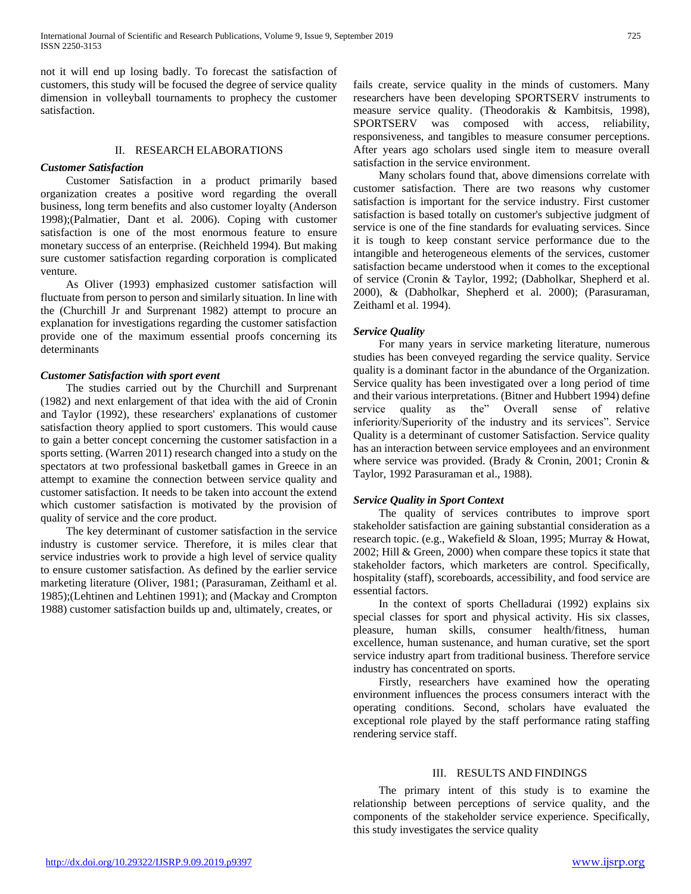not it will end up losing badly. To forecast the satisfaction of customers, this study will be focused the degree of service quality dimension in volleyball tournaments to prophecy the customer satisfaction.

## II. RESEARCH ELABORATIONS

### *Customer Satisfaction*

Customer Satisfaction in a product primarily based organization creates a positive word regarding the overall business, long term benefits and also customer loyalty (Anderson 1998);(Palmatier, Dant et al. 2006). Coping with customer satisfaction is one of the most enormous feature to ensure monetary success of an enterprise. (Reichheld 1994). But making sure customer satisfaction regarding corporation is complicated venture.

As Oliver (1993) emphasized customer satisfaction will fluctuate from person to person and similarly situation. In line with the (Churchill Jr and Surprenant 1982) attempt to procure an explanation for investigations regarding the customer satisfaction provide one of the maximum essential proofs concerning its determinants

### *Customer Satisfaction with sport event*

The studies carried out by the Churchill and Surprenant (1982) and next enlargement of that idea with the aid of Cronin and Taylor (1992), these researchers' explanations of customer satisfaction theory applied to sport customers. This would cause to gain a better concept concerning the customer satisfaction in a sports setting. (Warren 2011) research changed into a study on the spectators at two professional basketball games in Greece in an attempt to examine the connection between service quality and customer satisfaction. It needs to be taken into account the extend which customer satisfaction is motivated by the provision of quality of service and the core product.

The key determinant of customer satisfaction in the service industry is customer service. Therefore, it is miles clear that service industries work to provide a high level of service quality to ensure customer satisfaction. As defined by the earlier service marketing literature (Oliver, 1981; (Parasuraman, Zeithaml et al. 1985);(Lehtinen and Lehtinen 1991); and (Mackay and Crompton 1988) customer satisfaction builds up and, ultimately, creates, or fails create, service quality in the minds of customers. Many researchers have been developing SPORTSERV instruments to measure service quality. (Theodorakis & Kambitsis, 1998), SPORTSERV was composed with access, reliability, responsiveness, and tangibles to measure consumer perceptions. After years ago scholars used single item to measure overall satisfaction in the service environment.

Many scholars found that, above dimensions correlate with customer satisfaction. There are two reasons why customer satisfaction is important for the service industry. First customer satisfaction is based totally on customer's subjective judgment of service is one of the fine standards for evaluating services. Since it is tough to keep constant service performance due to the intangible and heterogeneous elements of the services, customer satisfaction became understood when it comes to the exceptional of service (Cronin & Taylor, 1992; (Dabholkar, Shepherd et al. 2000), & (Dabholkar, Shepherd et al. 2000); (Parasuraman, Zeithaml et al. 1994).

### *Service Quality*

For many years in service marketing literature, numerous studies has been conveyed regarding the service quality. Service quality is a dominant factor in the abundance of the Organization. Service quality has been investigated over a long period of time and their various interpretations. (Bitner and Hubbert 1994) define service quality as the" Overall sense of relative inferiority/Superiority of the industry and its services". Service Quality is a determinant of customer Satisfaction. Service quality has an interaction between service employees and an environment where service was provided. (Brady & Cronin, 2001; Cronin & Taylor, 1992 Parasuraman et al., 1988).

### *Service Quality in Sport Context*

The quality of services contributes to improve sport stakeholder satisfaction are gaining substantial consideration as a research topic. (e.g., Wakefield & Sloan, 1995; Murray & Howat, 2002; Hill & Green, 2000) when compare these topics it state that stakeholder factors, which marketers are control. Specifically, hospitality (staff), scoreboards, accessibility, and food service are essential factors.

In the context of sports Chelladurai (1992) explains six special classes for sport and physical activity. His six classes, pleasure, human skills, consumer health/fitness, human excellence, human sustenance, and human curative, set the sport service industry apart from traditional business. Therefore service industry has concentrated on sports.

Firstly, researchers have examined how the operating environment influences the process consumers interact with the operating conditions. Second, scholars have evaluated the exceptional role played by the staff performance rating staffing rendering service staff.

## III. RESULTS AND FINDINGS

The primary intent of this study is to examine the relationship between perceptions of service quality, and the components of the stakeholder service experience. Specifically, this study investigates the service quality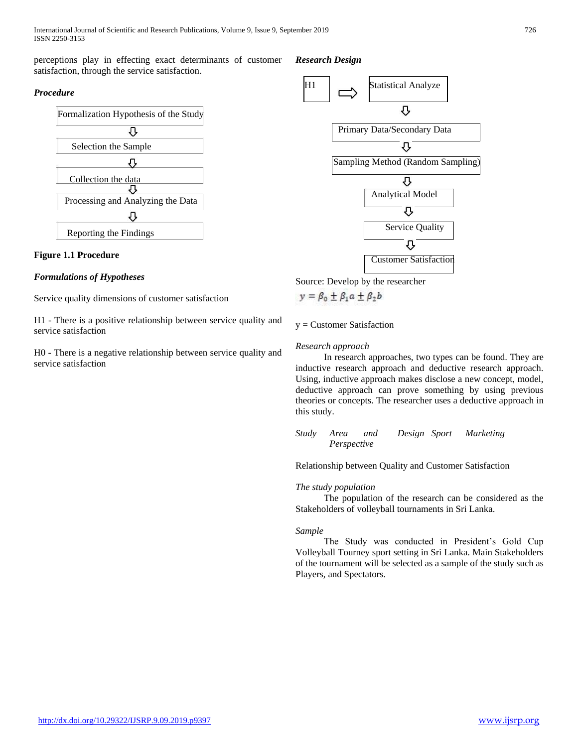perceptions play in effecting exact determinants of customer satisfaction, through the service satisfaction.

***Procedure***

Formalization Hypothesis of the Study
⇩
Selection the Sample
⇩
Collection the data
⇩
Processing and Analyzing the Data
⇩
Reporting the Findings

**Figure 1.1 Procedure**

***Formulations of Hypotheses***

Service quality dimensions of customer satisfaction

H1 - There is a positive relationship between service quality and service satisfaction

H0 - There is a negative relationship between service quality and service satisfaction

***Research Design***

H1 ⇨ Statistical Analyze
⇩
Primary Data/Secondary Data
⇩
Sampling Method (Random Sampling)
⇩
Analytical Model
⇩
Service Quality
⇩
Customer Satisfaction

Source: Develop by the researcher

$$y = \beta_0 \pm \beta_1 a \pm \beta_2 b$$

y = Customer Satisfaction

*Research approach*

In research approaches, two types can be found. They are inductive research approach and deductive research approach. Using, inductive approach makes disclose a new concept, model, deductive approach can prove something by using previous theories or concepts. The researcher uses a deductive approach in this study.

*Study Area and Design Sport Marketing Perspective*

Relationship between Quality and Customer Satisfaction

*The study population*

The population of the research can be considered as the Stakeholders of volleyball tournaments in Sri Lanka.

*Sample*

The Study was conducted in President's Gold Cup Volleyball Tourney sport setting in Sri Lanka. Main Stakeholders of the tournament will be selected as a sample of the study such as Players, and Spectators.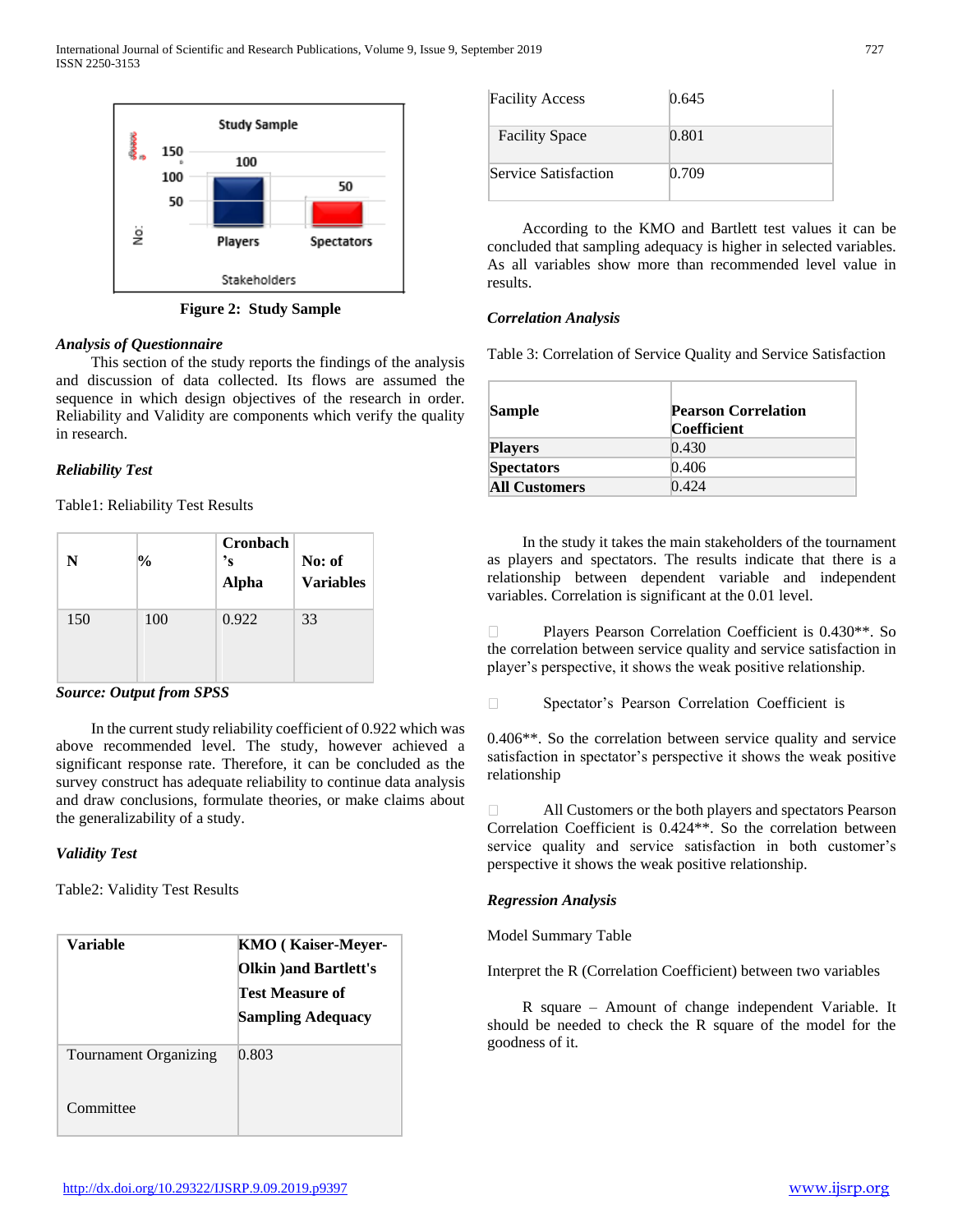Figure 2: Study Sample

***Analysis of Questionnaire***

This section of the study reports the findings of the analysis and discussion of data collected. Its flows are assumed the sequence in which design objectives of the research in order. Reliability and Validity are components which verify the quality in research.

***Reliability Test***

Table1: Reliability Test Results

| N | % | Cronbach's Alpha | No: of Variables |
|---|---|---|---|
| 150 | 100 | 0.922 | 33 |

***Source: Output from SPSS***

In the current study reliability coefficient of 0.922 which was above recommended level. The study, however achieved a significant response rate. Therefore, it can be concluded as the survey construct has adequate reliability to continue data analysis and draw conclusions, formulate theories, or make claims about the generalizability of a study.

***Validity Test***

Table2: Validity Test Results

| Variable | KMO ( Kaiser-Meyer-Olkin )and Bartlett's Test Measure of Sampling Adequacy |
|---|---|
| Tournament Organizing Committee | 0.803 |
| Facility Access | 0.645 |
| Facility Space | 0.801 |
| Service Satisfaction | 0.709 |

According to the KMO and Bartlett test values it can be concluded that sampling adequacy is higher in selected variables. As all variables show more than recommended level value in results.

***Correlation Analysis***

Table 3: Correlation of Service Quality and Service Satisfaction

| Sample | Pearson Correlation Coefficient |
|---|---|
| **Players** | 0.430 |
| **Spectators** | 0.406 |
| **All Customers** | 0.424 |

In the study it takes the main stakeholders of the tournament as players and spectators. The results indicate that there is a relationship between dependent variable and independent variables. Correlation is significant at the 0.01 level.

- Players Pearson Correlation Coefficient is 0.430**. So the correlation between service quality and service satisfaction in player's perspective, it shows the weak positive relationship.

- Spectator's Pearson Correlation Coefficient is 0.406**. So the correlation between service quality and service satisfaction in spectator's perspective it shows the weak positive relationship

- All Customers or the both players and spectators Pearson Correlation Coefficient is 0.424**. So the correlation between service quality and service satisfaction in both customer's perspective it shows the weak positive relationship.

***Regression Analysis***

Model Summary Table

Interpret the R (Correlation Coefficient) between two variables

R square – Amount of change independent Variable. It should be needed to check the R square of the model for the goodness of it.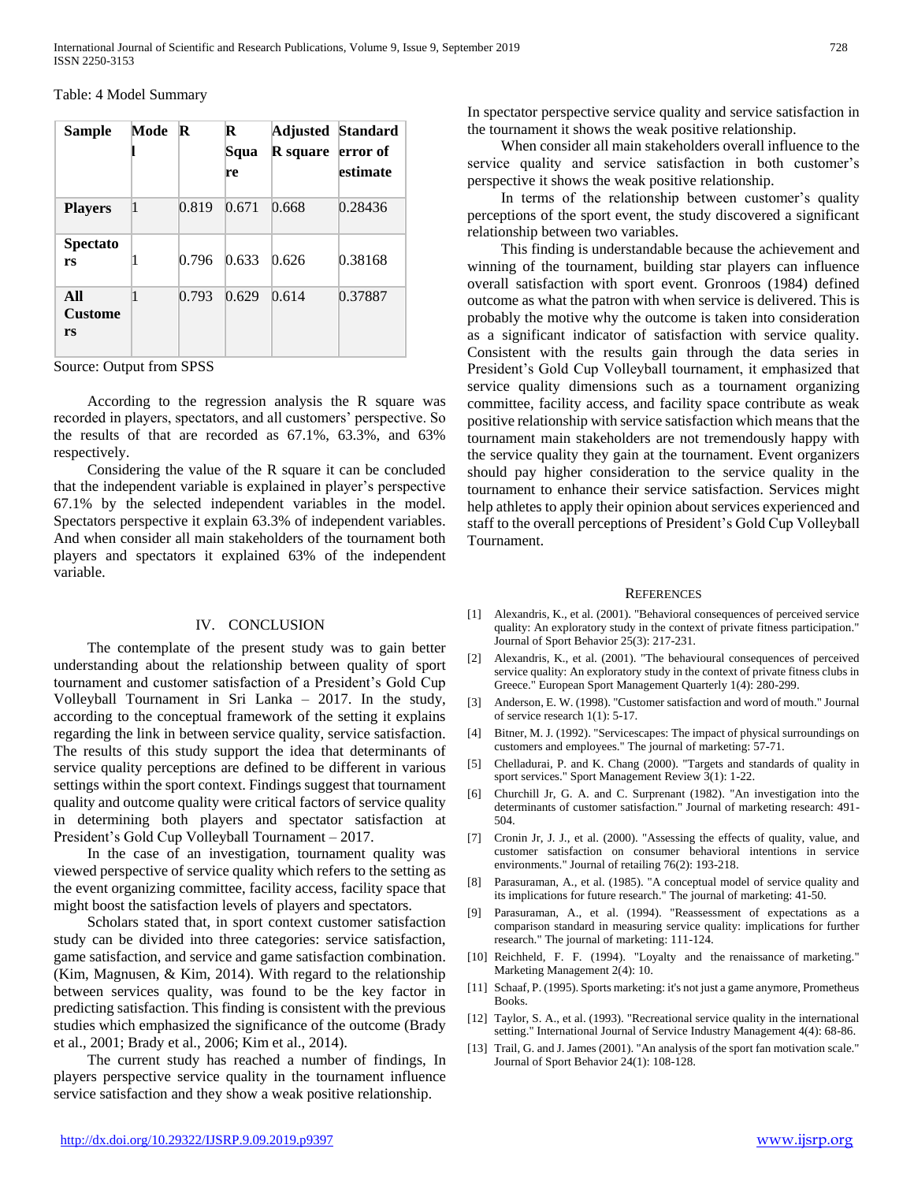Table: 4 Model Summary

| Sample | Model | R | R Square | Adjusted R square | Standard error of estimate |
|---|---|---|---|---|---|
| **Players** | 1 | 0.819 | 0.671 | 0.668 | 0.28436 |
| **Spectators** | 1 | 0.796 | 0.633 | 0.626 | 0.38168 |
| **All Customers** | 1 | 0.793 | 0.629 | 0.614 | 0.37887 |

Source: Output from SPSS

According to the regression analysis the R square was recorded in players, spectators, and all customers' perspective. So the results of that are recorded as 67.1%, 63.3%, and 63% respectively.

Considering the value of the R square it can be concluded that the independent variable is explained in player's perspective 67.1% by the selected independent variables in the model. Spectators perspective it explain 63.3% of independent variables. And when consider all main stakeholders of the tournament both players and spectators it explained 63% of the independent variable.

## IV. CONCLUSION

The contemplate of the present study was to gain better understanding about the relationship between quality of sport tournament and customer satisfaction of a President's Gold Cup Volleyball Tournament in Sri Lanka – 2017. In the study, according to the conceptual framework of the setting it explains regarding the link in between service quality, service satisfaction. The results of this study support the idea that determinants of service quality perceptions are defined to be different in various settings within the sport context. Findings suggest that tournament quality and outcome quality were critical factors of service quality in determining both players and spectator satisfaction at President's Gold Cup Volleyball Tournament – 2017.

In the case of an investigation, tournament quality was viewed perspective of service quality which refers to the setting as the event organizing committee, facility access, facility space that might boost the satisfaction levels of players and spectators.

Scholars stated that, in sport context customer satisfaction study can be divided into three categories: service satisfaction, game satisfaction, and service and game satisfaction combination. (Kim, Magnusen, & Kim, 2014). With regard to the relationship between services quality, was found to be the key factor in predicting satisfaction. This finding is consistent with the previous studies which emphasized the significance of the outcome (Brady et al., 2001; Brady et al., 2006; Kim et al., 2014).

The current study has reached a number of findings, In players perspective service quality in the tournament influence service satisfaction and they show a weak positive relationship.

In spectator perspective service quality and service satisfaction in the tournament it shows the weak positive relationship.

When consider all main stakeholders overall influence to the service quality and service satisfaction in both customer's perspective it shows the weak positive relationship.

In terms of the relationship between customer's quality perceptions of the sport event, the study discovered a significant relationship between two variables.

This finding is understandable because the achievement and winning of the tournament, building star players can influence overall satisfaction with sport event. Gronroos (1984) defined outcome as what the patron with when service is delivered. This is probably the motive why the outcome is taken into consideration as a significant indicator of satisfaction with service quality. Consistent with the results gain through the data series in President's Gold Cup Volleyball tournament, it emphasized that service quality dimensions such as a tournament organizing committee, facility access, and facility space contribute as weak positive relationship with service satisfaction which means that the tournament main stakeholders are not tremendously happy with the service quality they gain at the tournament. Event organizers should pay higher consideration to the service quality in the tournament to enhance their service satisfaction. Services might help athletes to apply their opinion about services experienced and staff to the overall perceptions of President's Gold Cup Volleyball Tournament.

## REFERENCES

[1] Alexandris, K., et al. (2001). "Behavioral consequences of perceived service quality: An exploratory study in the context of private fitness participation." Journal of Sport Behavior 25(3): 217-231.

[2] Alexandris, K., et al. (2001). "The behavioural consequences of perceived service quality: An exploratory study in the context of private fitness clubs in Greece." European Sport Management Quarterly 1(4): 280-299.

[3] Anderson, E. W. (1998). "Customer satisfaction and word of mouth." Journal of service research 1(1): 5-17.

[4] Bitner, M. J. (1992). "Servicescapes: The impact of physical surroundings on customers and employees." The journal of marketing: 57-71.

[5] Chelladurai, P. and K. Chang (2000). "Targets and standards of quality in sport services." Sport Management Review 3(1): 1-22.

[6] Churchill Jr, G. A. and C. Surprenant (1982). "An investigation into the determinants of customer satisfaction." Journal of marketing research: 491-504.

[7] Cronin Jr, J. J., et al. (2000). "Assessing the effects of quality, value, and customer satisfaction on consumer behavioral intentions in service environments." Journal of retailing 76(2): 193-218.

[8] Parasuraman, A., et al. (1985). "A conceptual model of service quality and its implications for future research." The journal of marketing: 41-50.

[9] Parasuraman, A., et al. (1994). "Reassessment of expectations as a comparison standard in measuring service quality: implications for further research." The journal of marketing: 111-124.

[10] Reichheld, F. F. (1994). "Loyalty and the renaissance of marketing." Marketing Management 2(4): 10.

[11] Schaaf, P. (1995). Sports marketing: it's not just a game anymore, Prometheus Books.

[12] Taylor, S. A., et al. (1993). "Recreational service quality in the international setting." International Journal of Service Industry Management 4(4): 68-86.

[13] Trail, G. and J. James (2001). "An analysis of the sport fan motivation scale." Journal of Sport Behavior 24(1): 108-128.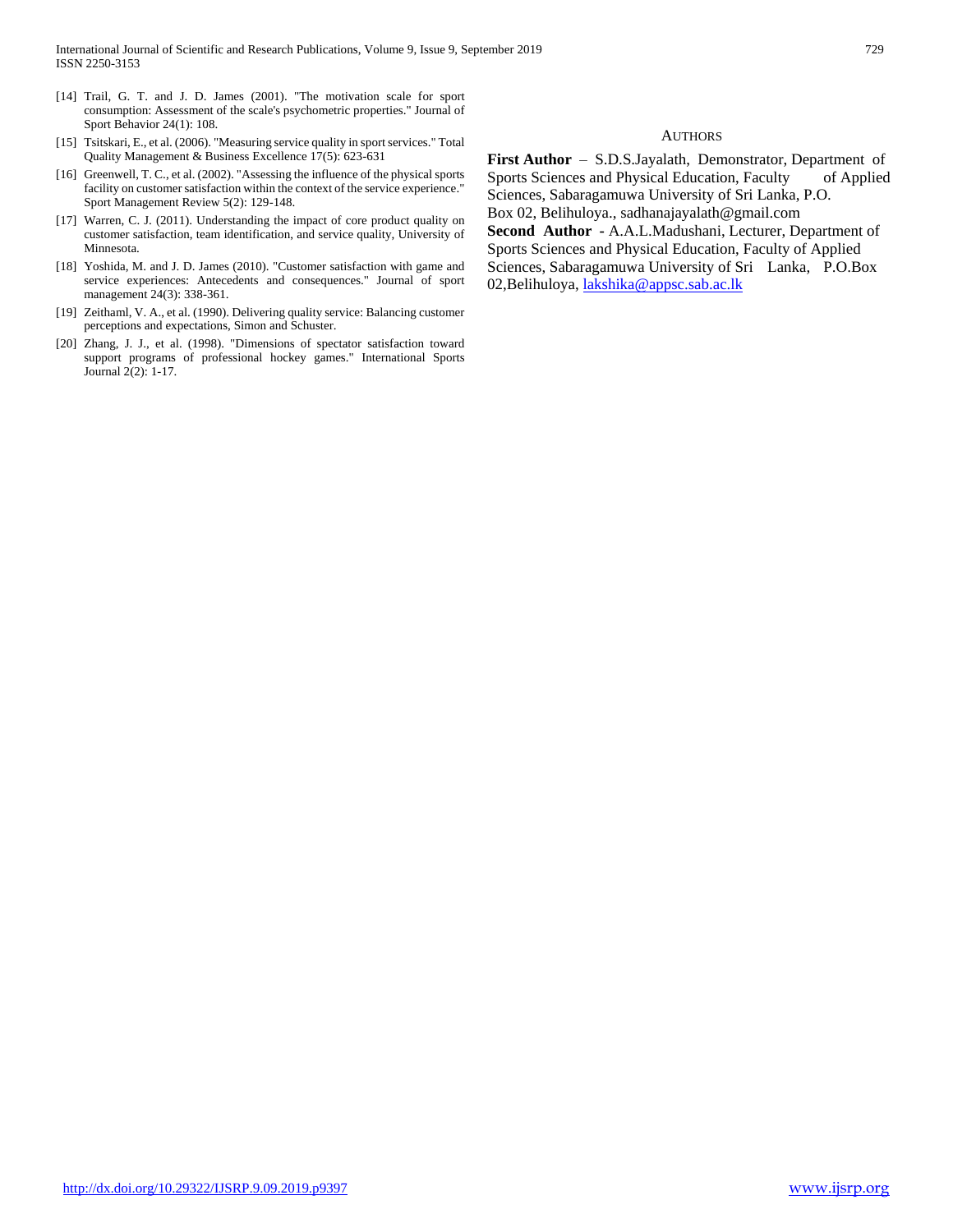[14] Trail, G. T. and J. D. James (2001). "The motivation scale for sport consumption: Assessment of the scale's psychometric properties." Journal of Sport Behavior 24(1): 108.

[15] Tsitskari, E., et al. (2006). "Measuring service quality in sport services." Total Quality Management & Business Excellence 17(5): 623-631

[16] Greenwell, T. C., et al. (2002). "Assessing the influence of the physical sports facility on customer satisfaction within the context of the service experience." Sport Management Review 5(2): 129-148.

[17] Warren, C. J. (2011). Understanding the impact of core product quality on customer satisfaction, team identification, and service quality, University of Minnesota.

[18] Yoshida, M. and J. D. James (2010). "Customer satisfaction with game and service experiences: Antecedents and consequences." Journal of sport management 24(3): 338-361.

[19] Zeithaml, V. A., et al. (1990). Delivering quality service: Balancing customer perceptions and expectations, Simon and Schuster.

[20] Zhang, J. J., et al. (1998). "Dimensions of spectator satisfaction toward support programs of professional hockey games." International Sports Journal 2(2): 1-17.

## AUTHORS

**First Author** – S.D.S.Jayalath, Demonstrator, Department of Sports Sciences and Physical Education, Faculty of Applied Sciences, Sabaragamuwa University of Sri Lanka, P.O. Box 02, Belihuloya., sadhanajayalath@gmail.com

**Second Author -** A.A.L.Madushani, Lecturer, Department of Sports Sciences and Physical Education, Faculty of Applied Sciences, Sabaragamuwa University of Sri Lanka, P.O.Box 02,Belihuloya, lakshika@appsc.sab.ac.lk